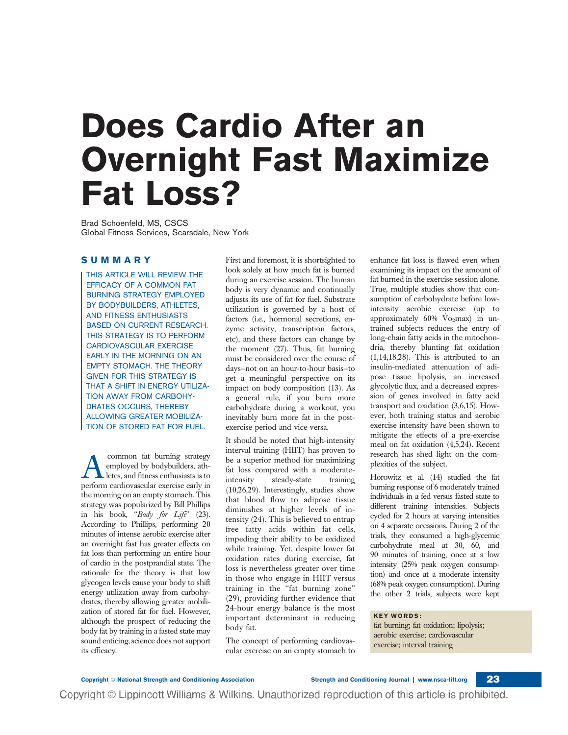# Does Cardio After an Overnight Fast Maximize Fat Loss?

Brad Schoenfeld, MS, CSCS
Global Fitness Services, Scarsdale, New York

## SUMMARY

THIS ARTICLE WILL REVIEW THE EFFICACY OF A COMMON FAT BURNING STRATEGY EMPLOYED BY BODYBUILDERS, ATHLETES, AND FITNESS ENTHUSIASTS BASED ON CURRENT RESEARCH. THIS STRATEGY IS TO PERFORM CARDIOVASCULAR EXERCISE EARLY IN THE MORNING ON AN EMPTY STOMACH. THE THEORY GIVEN FOR THIS STRATEGY IS THAT A SHIFT IN ENERGY UTILIZATION AWAY FROM CARBOHYDRATES OCCURS, THEREBY ALLOWING GREATER MOBILIZATION OF STORED FAT FOR FUEL.

A common fat burning strategy employed by bodybuilders, athletes, and fitness enthusiasts is to perform cardiovascular exercise early in the morning on an empty stomach. This strategy was popularized by Bill Phillips in his book, "*Body for Life*" (23). According to Phillips, performing 20 minutes of intense aerobic exercise after an overnight fast has greater effects on fat loss than performing an entire hour of cardio in the postprandial state. The rationale for the theory is that low glycogen levels cause your body to shift energy utilization away from carbohydrates, thereby allowing greater mobilization of stored fat for fuel. However, although the prospect of reducing the body fat by training in a fasted state may sound enticing, science does not support its efficacy.

First and foremost, it is shortsighted to look solely at how much fat is burned during an exercise session. The human body is very dynamic and continually adjusts its use of fat for fuel. Substrate utilization is governed by a host of factors (i.e., hormonal secretions, enzyme activity, transcription factors, etc), and these factors can change by the moment (27). Thus, fat burning must be considered over the course of days–not on an hour-to-hour basis–to get a meaningful perspective on its impact on body composition (13). As a general rule, if you burn more carbohydrate during a workout, you inevitably burn more fat in the postexercise period and vice versa.

It should be noted that high-intensity interval training (HIIT) has proven to be a superior method for maximizing fat loss compared with a moderate-intensity steady-state training (10,26,29). Interestingly, studies show that blood flow to adipose tissue diminishes at higher levels of intensity (24). This is believed to entrap free fatty acids within fat cells, impeding their ability to be oxidized while training. Yet, despite lower fat oxidation rates during exercise, fat loss is nevertheless greater over time in those who engage in HIIT versus training in the "fat burning zone" (29), providing further evidence that 24-hour energy balance is the most important determinant in reducing body fat.

The concept of performing cardiovascular exercise on an empty stomach to enhance fat loss is flawed even when examining its impact on the amount of fat burned in the exercise session alone. True, multiple studies show that consumption of carbohydrate before low-intensity aerobic exercise (up to approximately 60% $\dot{V}O_2max$) in untrained subjects reduces the entry of long-chain fatty acids in the mitochondria, thereby blunting fat oxidation (1,14,18,28). This is attributed to an insulin-mediated attenuation of adipose tissue lipolysis, an increased glycolytic flux, and a decreased expression of genes involved in fatty acid transport and oxidation (3,6,15). However, both training status and aerobic exercise intensity have been shown to mitigate the effects of a pre-exercise meal on fat oxidation (4,5,24). Recent research has shed light on the complexities of the subject.

Horowitz et al. (14) studied the fat burning response of 6 moderately trained individuals in a fed versus fasted state to different training intensities. Subjects cycled for 2 hours at varying intensities on 4 separate occasions. During 2 of the trials, they consumed a high-glycemic carbohydrate meal at 30, 60, and 90 minutes of training, once at a low intensity (25% peak oxygen consumption) and once at a moderate intensity (68% peak oxygen consumption). During the other 2 trials, subjects were kept

**KEY WORDS:**
fat burning; fat oxidation; lipolysis; aerobic exercise; cardiovascular exercise; interval training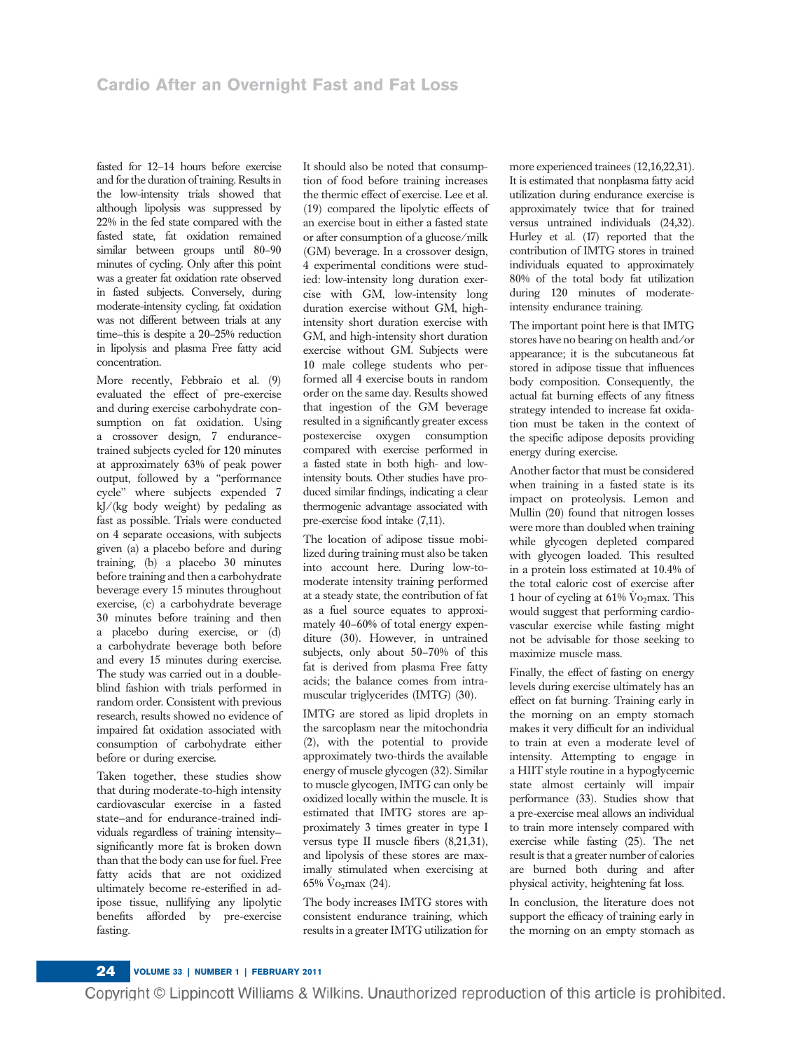fasted for 12–14 hours before exercise and for the duration of training. Results in the low-intensity trials showed that although lipolysis was suppressed by 22% in the fed state compared with the fasted state, fat oxidation remained similar between groups until 80–90 minutes of cycling. Only after this point was a greater fat oxidation rate observed in fasted subjects. Conversely, during moderate-intensity cycling, fat oxidation was not different between trials at any time–this is despite a 20–25% reduction in lipolysis and plasma Free fatty acid concentration.

More recently, Febbraio et al. (9) evaluated the effect of pre-exercise and during exercise carbohydrate consumption on fat oxidation. Using a crossover design, 7 endurance-trained subjects cycled for 120 minutes at approximately 63% of peak power output, followed by a "performance cycle" where subjects expended 7 kJ/(kg body weight) by pedaling as fast as possible. Trials were conducted on 4 separate occasions, with subjects given (a) a placebo before and during training, (b) a placebo 30 minutes before training and then a carbohydrate beverage every 15 minutes throughout exercise, (c) a carbohydrate beverage 30 minutes before training and then a placebo during exercise, or (d) a carbohydrate beverage both before and every 15 minutes during exercise. The study was carried out in a double-blind fashion with trials performed in random order. Consistent with previous research, results showed no evidence of impaired fat oxidation associated with consumption of carbohydrate either before or during exercise.

Taken together, these studies show that during moderate-to-high intensity cardiovascular exercise in a fasted state–and for endurance-trained individuals regardless of training intensity–significantly more fat is broken down than that the body can use for fuel. Free fatty acids that are not oxidized ultimately become re-esterified in adipose tissue, nullifying any lipolytic benefits afforded by pre-exercise fasting.

It should also be noted that consumption of food before training increases the thermic effect of exercise. Lee et al. (19) compared the lipolytic effects of an exercise bout in either a fasted state or after consumption of a glucose/milk (GM) beverage. In a crossover design, 4 experimental conditions were studied: low-intensity long duration exercise with GM, low-intensity long duration exercise without GM, high-intensity short duration exercise with GM, and high-intensity short duration exercise without GM. Subjects were 10 male college students who performed all 4 exercise bouts in random order on the same day. Results showed that ingestion of the GM beverage resulted in a significantly greater excess postexercise oxygen consumption compared with exercise performed in a fasted state in both high- and low-intensity bouts. Other studies have produced similar findings, indicating a clear thermogenic advantage associated with pre-exercise food intake (7,11).

The location of adipose tissue mobilized during training must also be taken into account here. During low-to-moderate intensity training performed at a steady state, the contribution of fat as a fuel source equates to approximately 40–60% of total energy expenditure (30). However, in untrained subjects, only about 50–70% of this fat is derived from plasma Free fatty acids; the balance comes from intramuscular triglycerides (IMTG) (30).

IMTG are stored as lipid droplets in the sarcoplasm near the mitochondria (2), with the potential to provide approximately two-thirds the available energy of muscle glycogen (32). Similar to muscle glycogen, IMTG can only be oxidized locally within the muscle. It is estimated that IMTG stores are approximately 3 times greater in type I versus type II muscle fibers (8,21,31), and lipolysis of these stores are maximally stimulated when exercising at 65% $\dot{V}O_2$max (24).

The body increases IMTG stores with consistent endurance training, which results in a greater IMTG utilization for more experienced trainees (12,16,22,31). It is estimated that nonplasma fatty acid utilization during endurance exercise is approximately twice that for trained versus untrained individuals (24,32). Hurley et al. (17) reported that the contribution of IMTG stores in trained individuals equated to approximately 80% of the total body fat utilization during 120 minutes of moderate-intensity endurance training.

The important point here is that IMTG stores have no bearing on health and/or appearance; it is the subcutaneous fat stored in adipose tissue that influences body composition. Consequently, the actual fat burning effects of any fitness strategy intended to increase fat oxidation must be taken in the context of the specific adipose deposits providing energy during exercise.

Another factor that must be considered when training in a fasted state is its impact on proteolysis. Lemon and Mullin (20) found that nitrogen losses were more than doubled when training while glycogen depleted compared with glycogen loaded. This resulted in a protein loss estimated at 10.4% of the total caloric cost of exercise after 1 hour of cycling at 61% $\dot{V}O_2$max. This would suggest that performing cardiovascular exercise while fasting might not be advisable for those seeking to maximize muscle mass.

Finally, the effect of fasting on energy levels during exercise ultimately has an effect on fat burning. Training early in the morning on an empty stomach makes it very difficult for an individual to train at even a moderate level of intensity. Attempting to engage in a HIIT style routine in a hypoglycemic state almost certainly will impair performance (33). Studies show that a pre-exercise meal allows an individual to train more intensely compared with exercise while fasting (25). The net result is that a greater number of calories are burned both during and after physical activity, heightening fat loss.

In conclusion, the literature does not support the efficacy of training early in the morning on an empty stomach as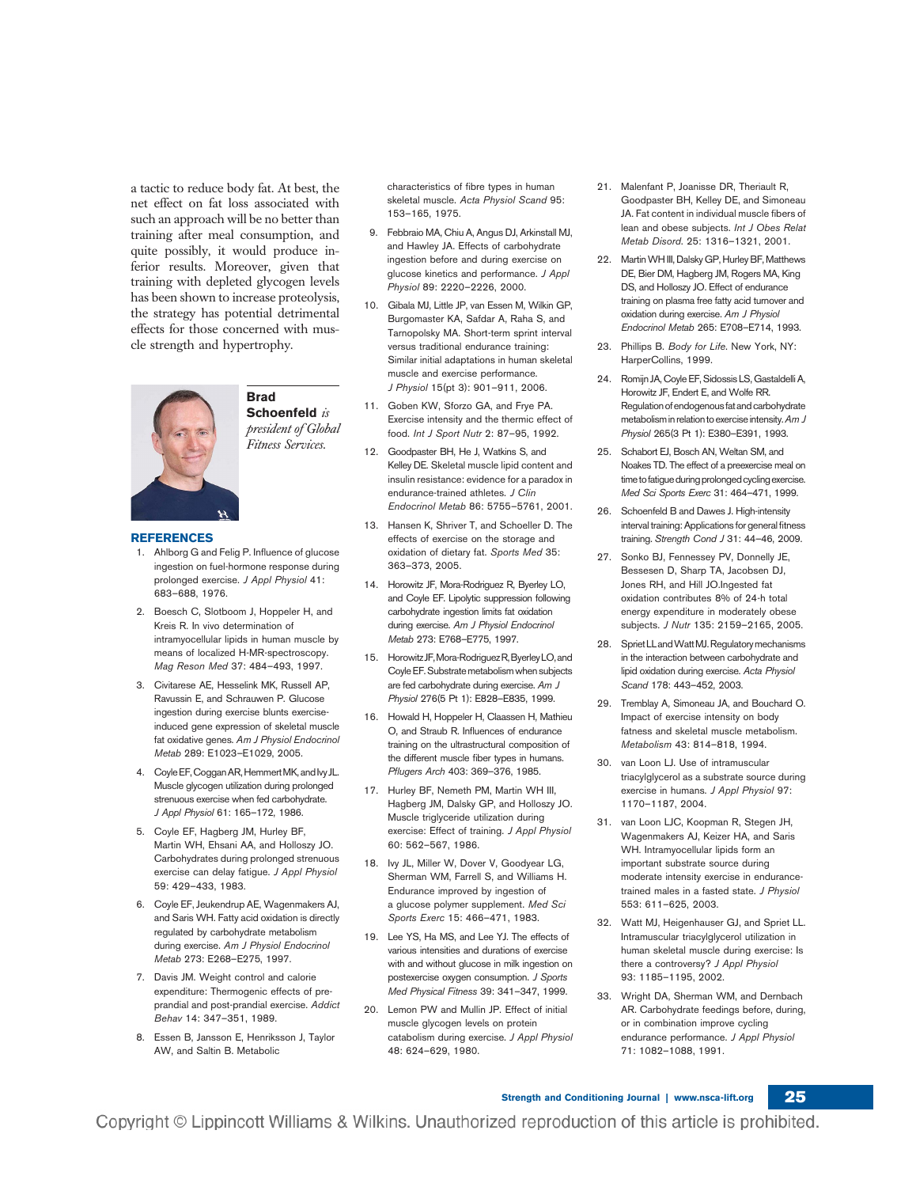a tactic to reduce body fat. At best, the net effect on fat loss associated with such an approach will be no better than training after meal consumption, and quite possibly, it would produce inferior results. Moreover, given that training with depleted glycogen levels has been shown to increase proteolysis, the strategy has potential detrimental effects for those concerned with muscle strength and hypertrophy.

**Brad Schoenfeld** *is president of Global Fitness Services.*

## REFERENCES

1. Ahlborg G and Felig P. Influence of glucose ingestion on fuel-hormone response during prolonged exercise. *J Appl Physiol* 41: 683–688, 1976.
2. Boesch C, Slotboom J, Hoppeler H, and Kreis R. In vivo determination of intramyocellular lipids in human muscle by means of localized H-MR-spectroscopy. *Mag Reson Med* 37: 484–493, 1997.
3. Civitarese AE, Hesselink MK, Russell AP, Ravussin E, and Schrauwen P. Glucose ingestion during exercise blunts exercise-induced gene expression of skeletal muscle fat oxidative genes. *Am J Physiol Endocrinol Metab* 289: E1023–E1029, 2005.
4. Coyle EF, Coggan AR, Hemmert MK, and Ivy JL. Muscle glycogen utilization during prolonged strenuous exercise when fed carbohydrate. *J Appl Physiol* 61: 165–172, 1986.
5. Coyle EF, Hagberg JM, Hurley BF, Martin WH, Ehsani AA, and Holloszy JO. Carbohydrates during prolonged strenuous exercise can delay fatigue. *J Appl Physiol* 59: 429–433, 1983.
6. Coyle EF, Jeukendrup AE, Wagenmakers AJ, and Saris WH. Fatty acid oxidation is directly regulated by carbohydrate metabolism during exercise. *Am J Physiol Endocrinol Metab* 273: E268–E275, 1997.
7. Davis JM. Weight control and calorie expenditure: Thermogenic effects of pre-prandial and post-prandial exercise. *Addict Behav* 14: 347–351, 1989.
8. Essen B, Jansson E, Henriksson J, Taylor AW, and Saltin B. Metabolic characteristics of fibre types in human skeletal muscle. *Acta Physiol Scand* 95: 153–165, 1975.
9. Febbraio MA, Chiu A, Angus DJ, Arkinstall MJ, and Hawley JA. Effects of carbohydrate ingestion before and during exercise on glucose kinetics and performance. *J Appl Physiol* 89: 2220–2226, 2000.
10. Gibala MJ, Little JP, van Essen M, Wilkin GP, Burgomaster KA, Safdar A, Raha S, and Tarnopolsky MA. Short-term sprint interval versus traditional endurance training: Similar initial adaptations in human skeletal muscle and exercise performance. *J Physiol* 15(pt 3): 901–911, 2006.
11. Goben KW, Sforzo GA, and Frye PA. Exercise intensity and the thermic effect of food. *Int J Sport Nutr* 2: 87–95, 1992.
12. Goodpaster BH, He J, Watkins S, and Kelley DE. Skeletal muscle lipid content and insulin resistance: evidence for a paradox in endurance-trained athletes. *J Clin Endocrinol Metab* 86: 5755–5761, 2001.
13. Hansen K, Shriver T, and Schoeller D. The effects of exercise on the storage and oxidation of dietary fat. *Sports Med* 35: 363–373, 2005.
14. Horowitz JF, Mora-Rodriguez R, Byerley LO, and Coyle EF. Lipolytic suppression following carbohydrate ingestion limits fat oxidation during exercise. *Am J Physiol Endocrinol Metab* 273: E768–E775, 1997.
15. Horowitz JF, Mora-Rodriguez R, Byerley LO, and Coyle EF. Substrate metabolism when subjects are fed carbohydrate during exercise. *Am J Physiol* 276(5 Pt 1): E828–E835, 1999.
16. Howald H, Hoppeler H, Claassen H, Mathieu O, and Straub R. Influences of endurance training on the ultrastructural composition of the different muscle fiber types in humans. *Pflugers Arch* 403: 369–376, 1985.
17. Hurley BF, Nemeth PM, Martin WH III, Hagberg JM, Dalsky GP, and Holloszy JO. Muscle triglyceride utilization during exercise: Effect of training. *J Appl Physiol* 60: 562–567, 1986.
18. Ivy JL, Miller W, Dover V, Goodyear LG, Sherman WM, Farrell S, and Williams H. Endurance improved by ingestion of a glucose polymer supplement. *Med Sci Sports Exerc* 15: 466–471, 1983.
19. Lee YS, Ha MS, and Lee YJ. The effects of various intensities and durations of exercise with and without glucose in milk ingestion on postexercise oxygen consumption. *J Sports Med Physical Fitness* 39: 341–347, 1999.
20. Lemon PW and Mullin JP. Effect of initial muscle glycogen levels on protein catabolism during exercise. *J Appl Physiol* 48: 624–629, 1980.
21. Malenfant P, Joanisse DR, Theriault R, Goodpaster BH, Kelley DE, and Simoneau JA. Fat content in individual muscle fibers of lean and obese subjects. *Int J Obes Relat Metab Disord.* 25: 1316–1321, 2001.
22. Martin WH III, Dalsky GP, Hurley BF, Matthews DE, Bier DM, Hagberg JM, Rogers MA, King DS, and Holloszy JO. Effect of endurance training on plasma free fatty acid turnover and oxidation during exercise. *Am J Physiol Endocrinol Metab* 265: E708–E714, 1993.
23. Phillips B. *Body for Life.* New York, NY: HarperCollins, 1999.
24. Romijn JA, Coyle EF, Sidossis LS, Gastaldelli A, Horowitz JF, Endert E, and Wolfe RR. Regulation of endogenous fat and carbohydrate metabolism in relation to exercise intensity. *Am J Physiol* 265(3 Pt 1): E380–E391, 1993.
25. Schabort EJ, Bosch AN, Weltan SM, and Noakes TD. The effect of a preexercise meal on time to fatigue during prolonged cycling exercise. *Med Sci Sports Exerc* 31: 464–471, 1999.
26. Schoenfeld B and Dawes J. High-intensity interval training: Applications for general fitness training. *Strength Cond J* 31: 44–46, 2009.
27. Sonko BJ, Fennessey PV, Donnelly JE, Bessesen D, Sharp TA, Jacobsen DJ, Jones RH, and Hill JO. Ingested fat oxidation contributes 8% of 24-h total energy expenditure in moderately obese subjects. *J Nutr* 135: 2159–2165, 2005.
28. Spriet LL and Watt MJ. Regulatory mechanisms in the interaction between carbohydrate and lipid oxidation during exercise. *Acta Physiol Scand* 178: 443–452, 2003.
29. Tremblay A, Simoneau JA, and Bouchard O. Impact of exercise intensity on body fatness and skeletal muscle metabolism. *Metabolism* 43: 814–818, 1994.
30. van Loon LJ. Use of intramuscular triacylglycerol as a substrate source during exercise in humans. *J Appl Physiol* 97: 1170–1187, 2004.
31. van Loon LJC, Koopman R, Stegen JH, Wagenmakers AJ, Keizer HA, and Saris WH. Intramyocellular lipids form an important substrate source during moderate intensity exercise in endurance-trained males in a fasted state. *J Physiol* 553: 611–625, 2003.
32. Watt MJ, Heigenhauser GJ, and Spriet LL. Intramuscular triacylglycerol utilization in human skeletal muscle during exercise: Is there a controversy? *J Appl Physiol* 93: 1185–1195, 2002.
33. Wright DA, Sherman WM, and Dernbach AR. Carbohydrate feedings before, during, or in combination improve cycling endurance performance. *J Appl Physiol* 71: 1082–1088, 1991.